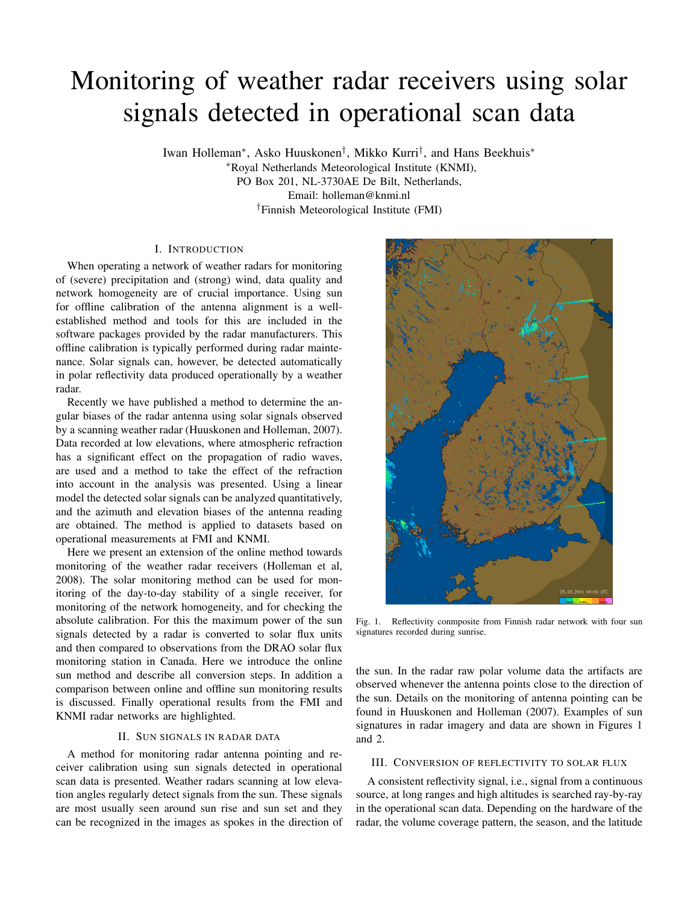# Monitoring of weather radar receivers using solar signals detected in operational scan data

Iwan Holleman*, Asko Huuskonen†, Mikko Kurri†, and Hans Beekhuis*

*Royal Netherlands Meteorological Institute (KNMI),
PO Box 201, NL-3730AE De Bilt, Netherlands,
Email: holleman@knmi.nl

†Finnish Meteorological Institute (FMI)

## I. Introduction

When operating a network of weather radars for monitoring of (severe) precipitation and (strong) wind, data quality and network homogeneity are of crucial importance. Using sun for offline calibration of the antenna alignment is a well-established method and tools for this are included in the software packages provided by the radar manufacturers. This offline calibration is typically performed during radar maintenance. Solar signals can, however, be detected automatically in polar reflectivity data produced operationally by a weather radar.

Recently we have published a method to determine the angular biases of the radar antenna using solar signals observed by a scanning weather radar (Huuskonen and Holleman, 2007). Data recorded at low elevations, where atmospheric refraction has a significant effect on the propagation of radio waves, are used and a method to take the effect of the refraction into account in the analysis was presented. Using a linear model the detected solar signals can be analyzed quantitatively, and the azimuth and elevation biases of the antenna reading are obtained. The method is applied to datasets based on operational measurements at FMI and KNMI.

Here we present an extension of the online method towards monitoring of the weather radar receivers (Holleman et al, 2008). The solar monitoring method can be used for monitoring of the day-to-day stability of a single receiver, for monitoring of the network homogeneity, and for checking the absolute calibration. For this the maximum power of the sun signals detected by a radar is converted to solar flux units and then compared to observations from the DRAO solar flux monitoring station in Canada. Here we introduce the online sun method and describe all conversion steps. In addition a comparison between online and offline sun monitoring results is discussed. Finally operational results from the FMI and KNMI radar networks are highlighted.

## II. Sun signals in radar data

A method for monitoring radar antenna pointing and receiver calibration using sun signals detected in operational scan data is presented. Weather radars scanning at low elevation angles regularly detect signals from the sun. These signals are most usually seen around sun rise and sun set and they can be recognized in the images as spokes in the direction of the sun. In the radar raw polar volume data the artifacts are observed whenever the antenna points close to the direction of the sun. Details on the monitoring of antenna pointing can be found in Huuskonen and Holleman (2007). Examples of sun signatures in radar imagery and data are shown in Figures 1 and 2.

Fig. 1. Reflectivity conmposite from Finnish radar network with four sun signatures recorded during sunrise.

## III. Conversion of reflectivity to solar flux

A consistent reflectivity signal, i.e., signal from a continuous source, at long ranges and high altitudes is searched ray-by-ray in the operational scan data. Depending on the hardware of the radar, the volume coverage pattern, the season, and the latitude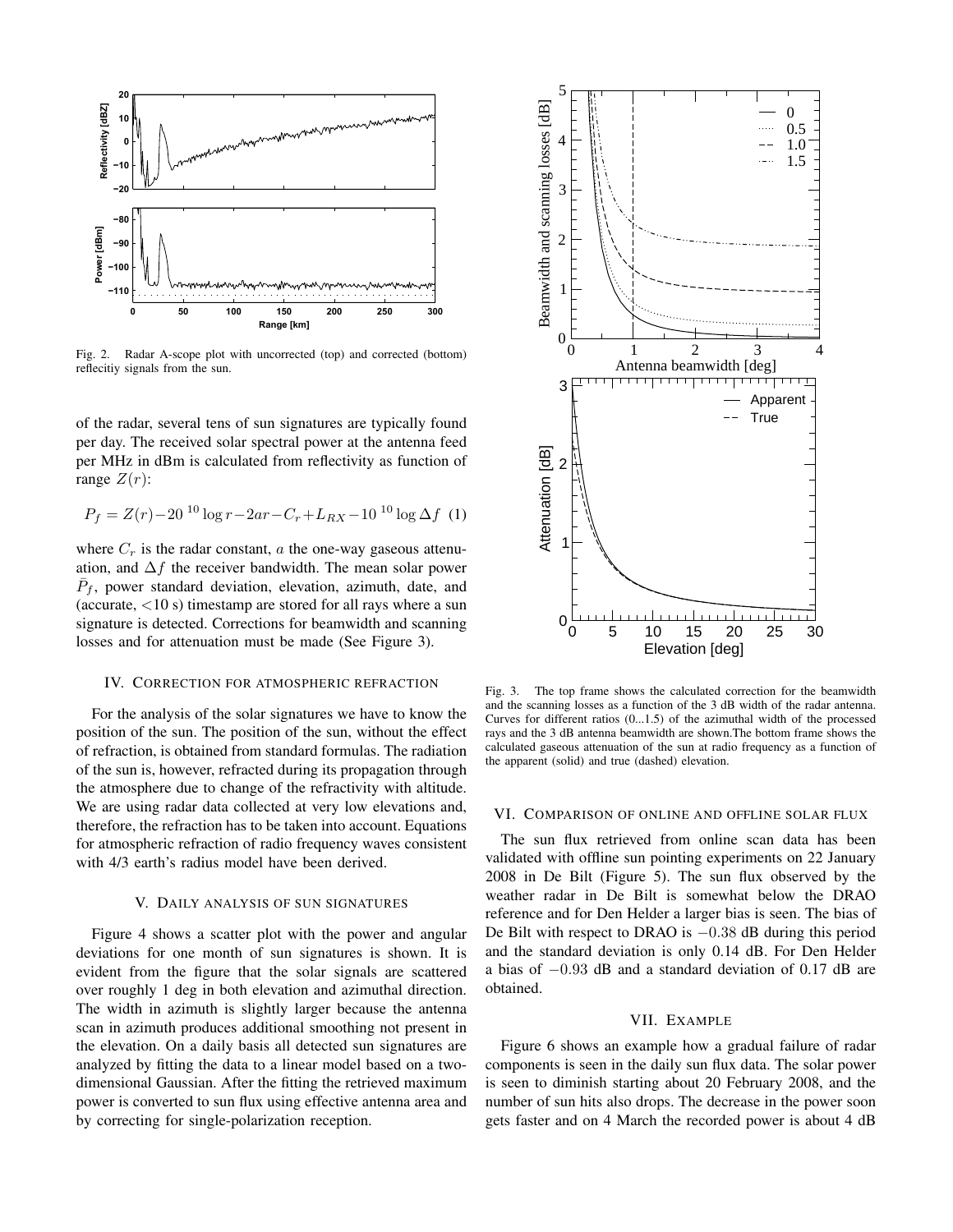Fig. 2. Radar A-scope plot with uncorrected (top) and corrected (bottom) reflecitiy signals from the sun.

of the radar, several tens of sun signatures are typically found per day. The received solar spectral power at the antenna feed per MHz in dBm is calculated from reflectivity as function of range $Z(r)$:

$$P_f = Z(r) - 20\,^{10}\log r - 2ar - C_r + L_{RX} - 10\,^{10}\log \Delta f \quad (1)$$

where $C_r$ is the radar constant, $a$ the one-way gaseous attenuation, and $\Delta f$ the receiver bandwidth. The mean solar power $\bar{P}_f$, power standard deviation, elevation, azimuth, date, and (accurate, <10 s) timestamp are stored for all rays where a sun signature is detected. Corrections for beamwidth and scanning losses and for attenuation must be made (See Figure 3).

## IV. Correction for atmospheric refraction

For the analysis of the solar signatures we have to know the position of the sun. The position of the sun, without the effect of refraction, is obtained from standard formulas. The radiation of the sun is, however, refracted during its propagation through the atmosphere due to change of the refractivity with altitude. We are using radar data collected at very low elevations and, therefore, the refraction has to be taken into account. Equations for atmospheric refraction of radio frequency waves consistent with 4/3 earth's radius model have been derived.

## V. Daily analysis of sun signatures

Figure 4 shows a scatter plot with the power and angular deviations for one month of sun signatures is shown. It is evident from the figure that the solar signals are scattered over roughly 1 deg in both elevation and azimuthal direction. The width in azimuth is slightly larger because the antenna scan in azimuth produces additional smoothing not present in the elevation. On a daily basis all detected sun signatures are analyzed by fitting the data to a linear model based on a two-dimensional Gaussian. After the fitting the retrieved maximum power is converted to sun flux using effective antenna area and by correcting for single-polarization reception.

Fig. 3. The top frame shows the calculated correction for the beamwidth and the scanning losses as a function of the 3 dB width of the radar antenna. Curves for different ratios (0...1.5) of the azimuthal width of the processed rays and the 3 dB antenna beamwidth are shown.The bottom frame shows the calculated gaseous attenuation of the sun at radio frequency as a function of the apparent (solid) and true (dashed) elevation.

## VI. Comparison of online and offline solar flux

The sun flux retrieved from online scan data has been validated with offline sun pointing experiments on 22 January 2008 in De Bilt (Figure 5). The sun flux observed by the weather radar in De Bilt is somewhat below the DRAO reference and for Den Helder a larger bias is seen. The bias of De Bilt with respect to DRAO is $-0.38$ dB during this period and the standard deviation is only 0.14 dB. For Den Helder a bias of $-0.93$ dB and a standard deviation of 0.17 dB are obtained.

## VII. Example

Figure 6 shows an example how a gradual failure of radar components is seen in the daily sun flux data. The solar power is seen to diminish starting about 20 February 2008, and the number of sun hits also drops. The decrease in the power soon gets faster and on 4 March the recorded power is about 4 dB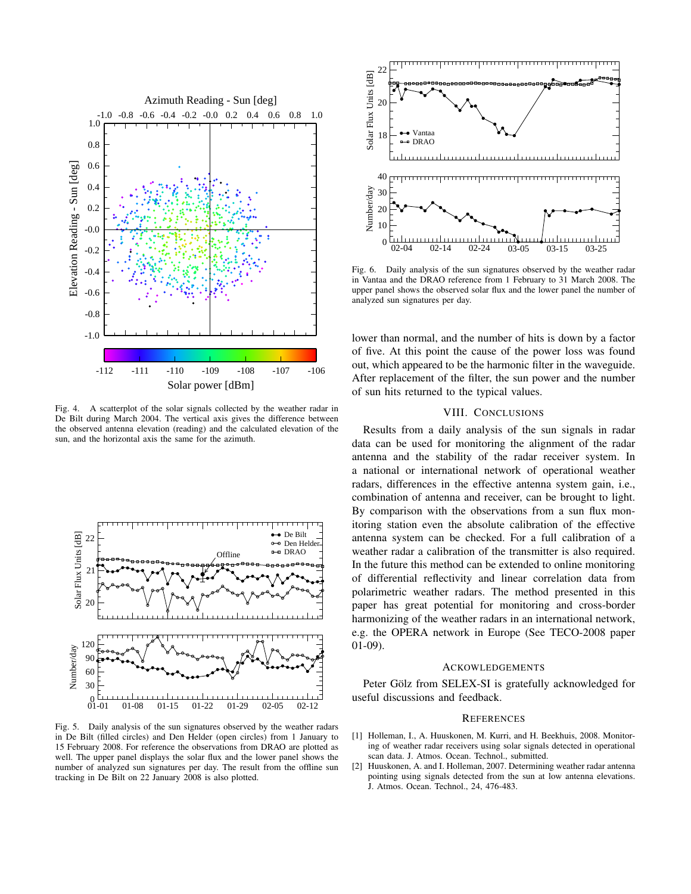Azimuth Reading - Sun [deg]
-1.0 -0.8 -0.6 -0.4 -0.2 -0.0 0.2 0.4 0.6 0.8 1.0
Elevation Reading - Sun [deg]
1.0 0.8 0.6 0.4 0.2 -0.0 -0.2 -0.4 -0.6 -0.8 -1.0
-112 -111 -110 -109 -108 -107 -106
Solar power [dBm]

Fig. 4. A scatterplot of the solar signals collected by the weather radar in De Bilt during March 2004. The vertical axis gives the difference between the observed antenna elevation (reading) and the calculated elevation of the sun, and the horizontal axis the same for the azimuth.

Solar Flux Units [dB]
22 21 20
De Bilt
Den Helder
DRAO
Offline
Number/day
120 90 60 30 0
01-01 01-08 01-15 01-22 01-29 02-05 02-12

Fig. 5. Daily analysis of the sun signatures observed by the weather radars in De Bilt (filled circles) and Den Helder (open circles) from 1 January to 15 February 2008. For reference the observations from DRAO are plotted as well. The upper panel displays the solar flux and the lower panel shows the number of analyzed sun signatures per day. The result from the offline sun tracking in De Bilt on 22 January 2008 is also plotted.

Solar Flux Units [dB]
22 20 18
Vantaa
DRAO
Number/day
40 30 20 10 0
02-04 02-14 02-24 03-05 03-15 03-25

Fig. 6. Daily analysis of the sun signatures observed by the weather radar in Vantaa and the DRAO reference from 1 February to 31 March 2008. The upper panel shows the observed solar flux and the lower panel the number of analyzed sun signatures per day.

lower than normal, and the number of hits is down by a factor of five. At this point the cause of the power loss was found out, which appeared to be the harmonic filter in the waveguide. After replacement of the filter, the sun power and the number of sun hits returned to the typical values.

## VIII. Conclusions

Results from a daily analysis of the sun signals in radar data can be used for monitoring the alignment of the radar antenna and the stability of the radar receiver system. In a national or international network of operational weather radars, differences in the effective antenna system gain, i.e., combination of antenna and receiver, can be brought to light. By comparison with the observations from a sun flux monitoring station even the absolute calibration of the effective antenna system can be checked. For a full calibration of a weather radar a calibration of the transmitter is also required. In the future this method can be extended to online monitoring of differential reflectivity and linear correlation data from polarimetric weather radars. The method presented in this paper has great potential for monitoring and cross-border harmonizing of the weather radars in an international network, e.g. the OPERA network in Europe (See TECO-2008 paper 01-09).

## Ackowledgements

Peter Gölz from SELEX-SI is gratefully acknowledged for useful discussions and feedback.

## References

[1] Holleman, I., A. Huuskonen, M. Kurri, and H. Beekhuis, 2008. Monitoring of weather radar receivers using solar signals detected in operational scan data. J. Atmos. Ocean. Technol., submitted.

[2] Huuskonen, A. and I. Holleman, 2007. Determining weather radar antenna pointing using signals detected from the sun at low antenna elevations. J. Atmos. Ocean. Technol., 24, 476-483.